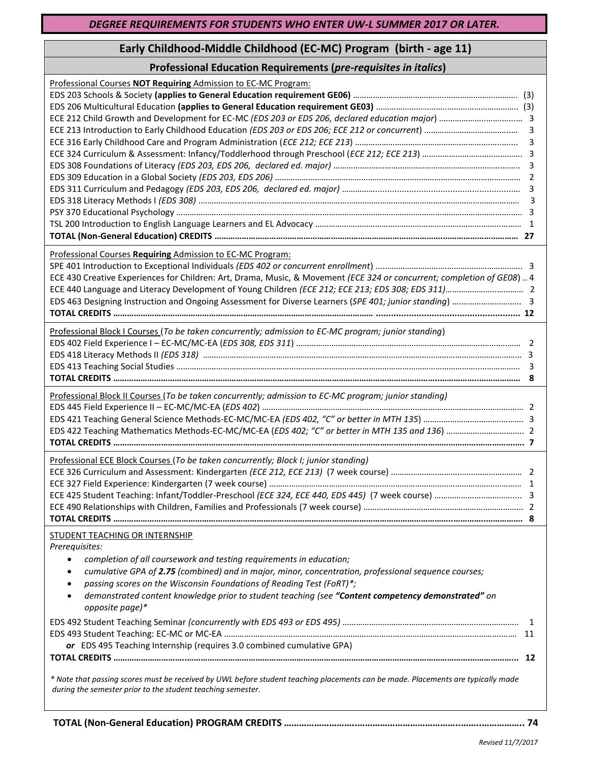# DEGREE REQUIREMENTS FOR STUDENTS WHO ENTER UW-L SUMMER 2017 OR LATER.

## Early Childhood-Middle Childhood (EC-MC) Program (birth - age 11)

### Professional Education Requirements (*pre-requisites in italics*)

Professional Courses **NOT Requiring** Admission to EC-MC Program:

| Course | Credits |
|---|---|
| EDS 203 Schools & Society **(applies to General Education requirement GE06)** | (3) |
| EDS 206 Multicultural Education **(applies to General Education requirement GE03)** | (3) |
| ECE 212 Child Growth and Development for EC-MC *(EDS 203 or EDS 206, declared education major)* | 3 |
| ECE 213 Introduction to Early Childhood Education *(EDS 203 or EDS 206; ECE 212 or concurrent)* | 3 |
| ECE 316 Early Childhood Care and Program Administration (*ECE 212; ECE 213*) | 3 |
| ECE 324 Curriculum & Assessment: Infancy/Toddlerhood through Preschool (*ECE 212; ECE 213*) | 3 |
| EDS 308 Foundations of Literacy *(EDS 203, EDS 206, declared ed. major)* | 3 |
| EDS 309 Education in a Global Society *(EDS 203, EDS 206)* | 2 |
| EDS 311 Curriculum and Pedagogy *(EDS 203, EDS 206, declared ed. major)* | 3 |
| EDS 318 Literacy Methods I *(EDS 308)* | 3 |
| PSY 370 Educational Psychology | 3 |
| TSL 200 Introduction to English Language Learners and EL Advocacy | 1 |
| **TOTAL (Non-General Education) CREDITS** | **27** |

Professional Courses **Requiring** Admission to EC-MC Program:

| Course | Credits |
|---|---|
| SPE 401 Introduction to Exceptional Individuals *(EDS 402 or concurrent enrollment)* | 3 |
| ECE 430 Creative Experiences for Children: Art, Drama, Music, & Movement *(ECE 324 or concurrent; completion of GE08)* | 4 |
| ECE 440 Language and Literacy Development of Young Children *(ECE 212; ECE 213; EDS 308; EDS 311)* | 2 |
| EDS 463 Designing Instruction and Ongoing Assessment for Diverse Learners (*SPE 401; junior standing*) | 3 |
| **TOTAL CREDITS** | **12** |

Professional Block I Courses (*To be taken concurrently; admission to EC-MC program; junior standing*)

| Course | Credits |
|---|---|
| EDS 402 Field Experience I – EC-MC/MC-EA (*EDS 308, EDS 311*) | 2 |
| EDS 418 Literacy Methods II *(EDS 318)* | 3 |
| EDS 413 Teaching Social Studies | 3 |
| **TOTAL CREDITS** | **8** |

Professional Block II Courses (*To be taken concurrently; admission to EC-MC program; junior standing)*

| Course | Credits |
|---|---|
| EDS 445 Field Experience II – EC-MC/MC-EA (*EDS 402*) | 2 |
| EDS 421 Teaching General Science Methods-EC-MC/MC-EA *(EDS 402, "C" or better in MTH 135*) | 3 |
| EDS 422 Teaching Mathematics Methods-EC-MC/MC-EA (*EDS 402; "C" or better in MTH 135 and 136*) | 2 |
| **TOTAL CREDITS** | **7** |

Professional ECE Block Courses (*To be taken concurrently; Block I; junior standing)*

| Course | Credits |
|---|---|
| ECE 326 Curriculum and Assessment: Kindergarten *(ECE 212, ECE 213)* (7 week course) | 2 |
| ECE 327 Field Experience: Kindergarten (7 week course) | 1 |
| ECE 425 Student Teaching: Infant/Toddler-Preschool *(ECE 324, ECE 440, EDS 445)* (7 week course) | 3 |
| ECE 490 Relationships with Children, Families and Professionals (7 week course) | 2 |
| **TOTAL CREDITS** | **8** |

STUDENT TEACHING OR INTERNSHIP

*Prerequisites:*

- *completion of all coursework and testing requirements in education;*
- *cumulative GPA of **2.75** (combined) and in major, minor, concentration, professional sequence courses;*
- *passing scores on the Wisconsin Foundations of Reading Test (FoRT)\*;*
- *demonstrated content knowledge prior to student teaching (see **"Content competency demonstrated"** on opposite page)\**

| Course | Credits |
|---|---|
| EDS 492 Student Teaching Seminar *(concurrently with EDS 493 or EDS 495)* | 1 |
| EDS 493 Student Teaching: EC-MC or MC-EA | 11 |
| ***or*** EDS 495 Teaching Internship (requires 3.0 combined cumulative GPA) | |
| **TOTAL CREDITS** | **12** |

*\* Note that passing scores must be received by UWL before student teaching placements can be made. Placements are typically made during the semester prior to the student teaching semester.*

**TOTAL (Non-General Education) PROGRAM CREDITS ........ 74**

*Revised 11/7/2017*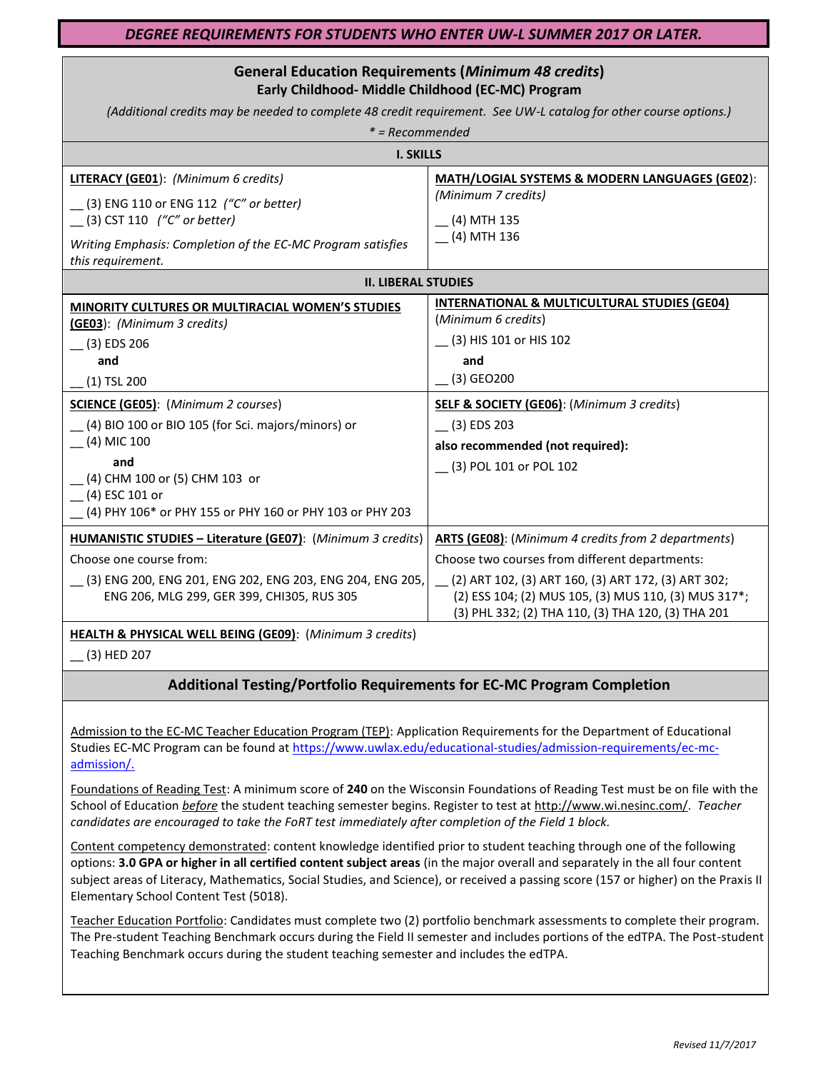***DEGREE REQUIREMENTS FOR STUDENTS WHO ENTER UW-L SUMMER 2017 OR LATER.***

## General Education Requirements (*Minimum 48 credits*)

### Early Childhood- Middle Childhood (EC-MC) Program

*(Additional credits may be needed to complete 48 credit requirement. See UW-L catalog for other course options.)*

*\* = Recommended*

### I. SKILLS

**LITERACY (GE01)**: *(Minimum 6 credits)*

__ (3) ENG 110 or ENG 112 *("C" or better)*
__ (3) CST 110 *("C" or better)*

*Writing Emphasis: Completion of the EC-MC Program satisfies this requirement.*

**MATH/LOGIAL SYSTEMS & MODERN LANGUAGES (GE02)**: *(Minimum 7 credits)*

__ (4) MTH 135
__ (4) MTH 136

### II. LIBERAL STUDIES

**MINORITY CULTURES OR MULTIRACIAL WOMEN'S STUDIES (GE03)**: *(Minimum 3 credits)*

__ (3) EDS 206
**and**
__ (1) TSL 200

**INTERNATIONAL & MULTICULTURAL STUDIES (GE04)** (*Minimum 6 credits*)

__ (3) HIS 101 or HIS 102
**and**
__ (3) GEO200

**SCIENCE (GE05)**: (*Minimum 2 courses*)

__ (4) BIO 100 or BIO 105 (for Sci. majors/minors) or
__ (4) MIC 100
**and**
__ (4) CHM 100 or (5) CHM 103 or
__ (4) ESC 101 or
__ (4) PHY 106* or PHY 155 or PHY 160 or PHY 103 or PHY 203

**SELF & SOCIETY (GE06)**: (*Minimum 3 credits*)

__ (3) EDS 203

**also recommended (not required):**

__ (3) POL 101 or POL 102

**HUMANISTIC STUDIES – Literature (GE07)**: (*Minimum 3 credits*)

Choose one course from:

__ (3) ENG 200, ENG 201, ENG 202, ENG 203, ENG 204, ENG 205, ENG 206, MLG 299, GER 399, CHI305, RUS 305

**ARTS (GE08)**: (*Minimum 4 credits from 2 departments*)

Choose two courses from different departments:

__ (2) ART 102, (3) ART 160, (3) ART 172, (3) ART 302; (2) ESS 104; (2) MUS 105, (3) MUS 110, (3) MUS 317*; (3) PHL 332; (2) THA 110, (3) THA 120, (3) THA 201

**HEALTH & PHYSICAL WELL BEING (GE09)**: (*Minimum 3 credits*)

__ (3) HED 207

## Additional Testing/Portfolio Requirements for EC-MC Program Completion

Admission to the EC-MC Teacher Education Program (TEP): Application Requirements for the Department of Educational Studies EC-MC Program can be found at https://www.uwlax.edu/educational-studies/admission-requirements/ec-mc-admission/.

Foundations of Reading Test: A minimum score of **240** on the Wisconsin Foundations of Reading Test must be on file with the School of Education *before* the student teaching semester begins. Register to test at http://www.wi.nesinc.com/. *Teacher candidates are encouraged to take the FoRT test immediately after completion of the Field 1 block.*

Content competency demonstrated: content knowledge identified prior to student teaching through one of the following options: **3.0 GPA or higher in all certified content subject areas** (in the major overall and separately in the all four content subject areas of Literacy, Mathematics, Social Studies, and Science), or received a passing score (157 or higher) on the Praxis II Elementary School Content Test (5018).

Teacher Education Portfolio: Candidates must complete two (2) portfolio benchmark assessments to complete their program. The Pre-student Teaching Benchmark occurs during the Field II semester and includes portions of the edTPA. The Post-student Teaching Benchmark occurs during the student teaching semester and includes the edTPA.

*Revised 11/7/2017*